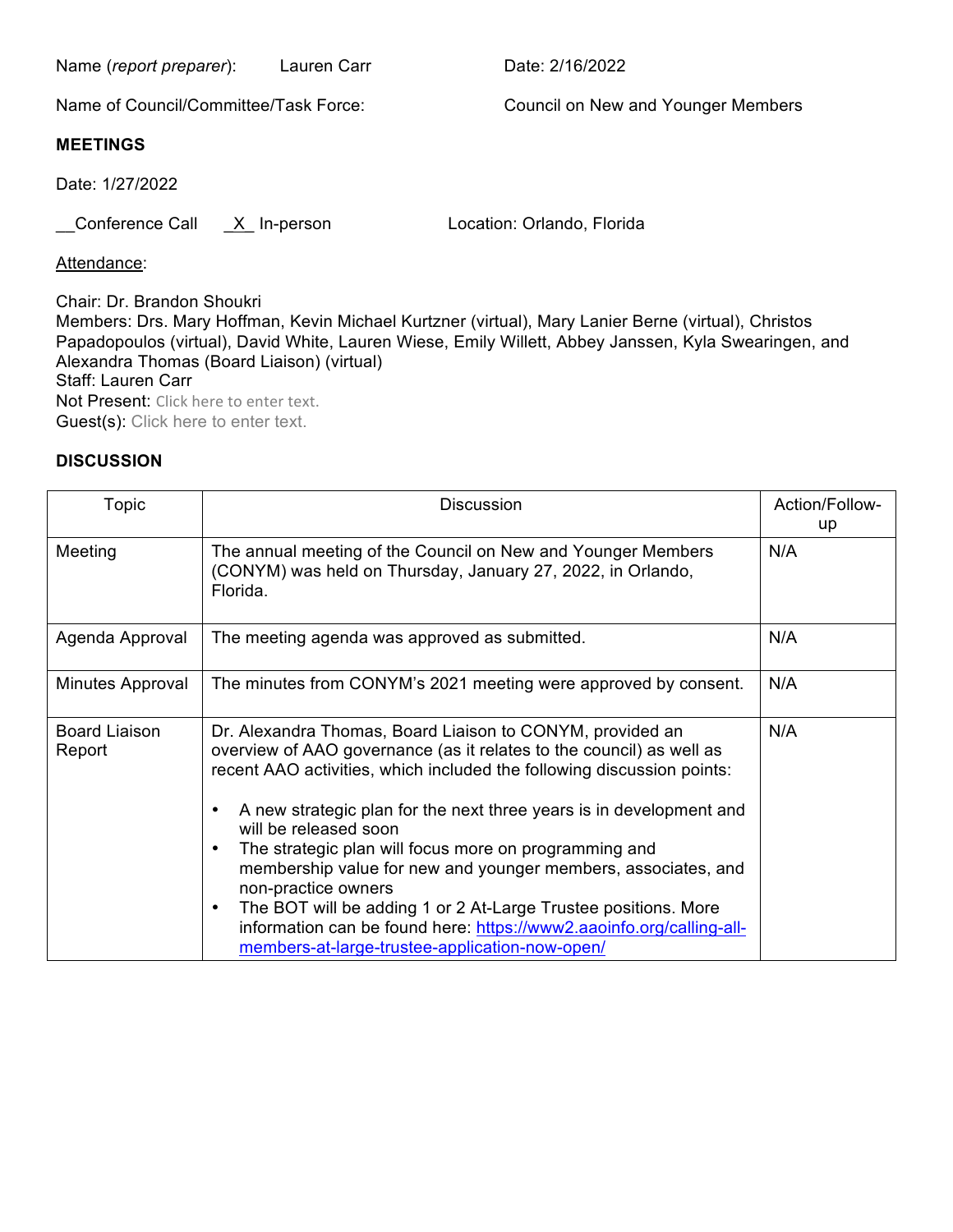Name (*report preparer*): Lauren Carr Date: 2/16/2022

Name of Council/Committee/Task Force: Council on New and Younger Members

**MEETINGS**

Date: 1/27/2022

__Conference Call _X_ In-person Location: Orlando, Florida

Attendance:

Chair: Dr. Brandon Shoukri
Members: Drs. Mary Hoffman, Kevin Michael Kurtzner (virtual), Mary Lanier Berne (virtual), Christos Papadopoulos (virtual), David White, Lauren Wiese, Emily Willett, Abbey Janssen, Kyla Swearingen, and Alexandra Thomas (Board Liaison) (virtual)
Staff: Lauren Carr
Not Present: Click here to enter text.
Guest(s): Click here to enter text.

**DISCUSSION**

| Topic | Discussion | Action/Follow-up |
|---|---|---|
| Meeting | The annual meeting of the Council on New and Younger Members (CONYM) was held on Thursday, January 27, 2022, in Orlando, Florida. | N/A |
| Agenda Approval | The meeting agenda was approved as submitted. | N/A |
| Minutes Approval | The minutes from CONYM's 2021 meeting were approved by consent. | N/A |
| Board Liaison Report | Dr. Alexandra Thomas, Board Liaison to CONYM, provided an overview of AAO governance (as it relates to the council) as well as recent AAO activities, which included the following discussion points:<br><br>• A new strategic plan for the next three years is in development and will be released soon<br>• The strategic plan will focus more on programming and membership value for new and younger members, associates, and non-practice owners<br>• The BOT will be adding 1 or 2 At-Large Trustee positions. More information can be found here: https://www2.aaoinfo.org/calling-all-members-at-large-trustee-application-now-open/ | N/A |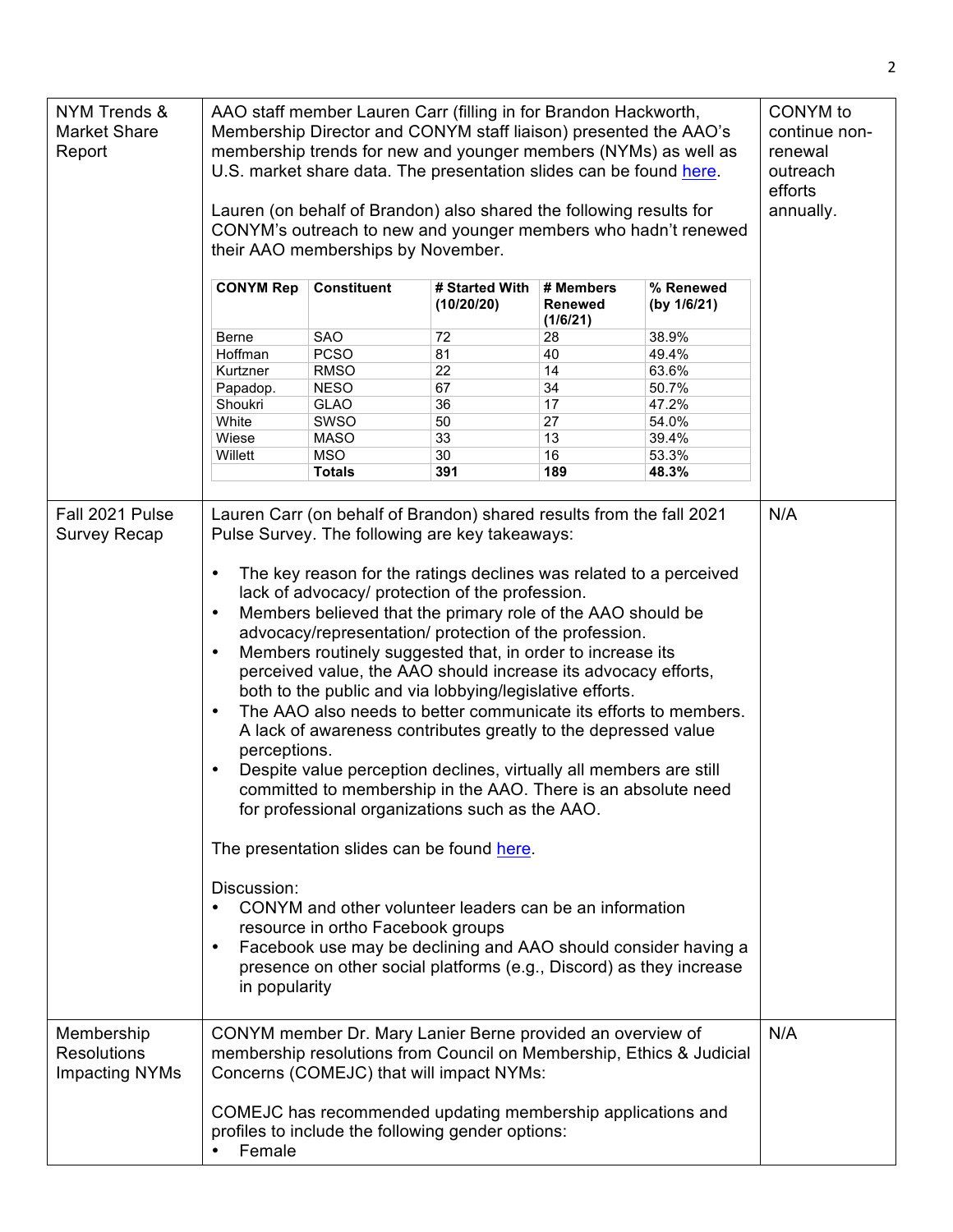| | | |
|---|---|---|
| NYM Trends & Market Share Report | AAO staff member Lauren Carr (filling in for Brandon Hackworth, Membership Director and CONYM staff liaison) presented the AAO's membership trends for new and younger members (NYMs) as well as U.S. market share data. The presentation slides can be found here.<br><br>Lauren (on behalf of Brandon) also shared the following results for CONYM's outreach to new and younger members who hadn't renewed their AAO memberships by November. | CONYM to continue non-renewal outreach efforts annually. |

| CONYM Rep | Constituent | # Started With (10/20/20) | # Members Renewed (1/6/21) | % Renewed (by 1/6/21) |
|---|---|---|---|---|
| Berne | SAO | 72 | 28 | 38.9% |
| Hoffman | PCSO | 81 | 40 | 49.4% |
| Kurtzner | RMSO | 22 | 14 | 63.6% |
| Papadop. | NESO | 67 | 34 | 50.7% |
| Shoukri | GLAO | 36 | 17 | 47.2% |
| White | SWSO | 50 | 27 | 54.0% |
| Wiese | MASO | 33 | 13 | 39.4% |
| Willett | MSO | 30 | 16 | 53.3% |
| | **Totals** | **391** | **189** | **48.3%** |

| | | |
|---|---|---|
| Fall 2021 Pulse Survey Recap | Lauren Carr (on behalf of Brandon) shared results from the fall 2021 Pulse Survey. The following are key takeaways:<br><br>• The key reason for the ratings declines was related to a perceived lack of advocacy/ protection of the profession.<br>• Members believed that the primary role of the AAO should be advocacy/representation/ protection of the profession.<br>• Members routinely suggested that, in order to increase its perceived value, the AAO should increase its advocacy efforts, both to the public and via lobbying/legislative efforts.<br>• The AAO also needs to better communicate its efforts to members. A lack of awareness contributes greatly to the depressed value perceptions.<br>• Despite value perception declines, virtually all members are still committed to membership in the AAO. There is an absolute need for professional organizations such as the AAO.<br><br>The presentation slides can be found here.<br><br>Discussion:<br>• CONYM and other volunteer leaders can be an information resource in ortho Facebook groups<br>• Facebook use may be declining and AAO should consider having a presence on other social platforms (e.g., Discord) as they increase in popularity | N/A |
| Membership Resolutions Impacting NYMs | CONYM member Dr. Mary Lanier Berne provided an overview of membership resolutions from Council on Membership, Ethics & Judicial Concerns (COMEJC) that will impact NYMs:<br><br>COMEJC has recommended updating membership applications and profiles to include the following gender options:<br>• Female | N/A |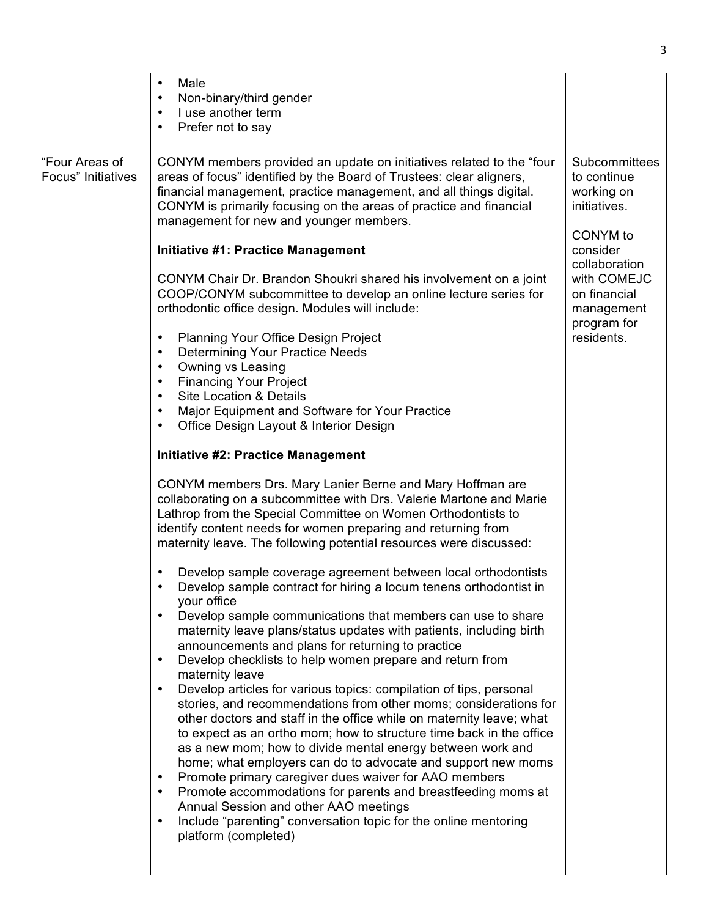| | | |
|---|---|---|
| | • Male<br>• Non-binary/third gender<br>• I use another term<br>• Prefer not to say | |
| "Four Areas of Focus" Initiatives | CONYM members provided an update on initiatives related to the "four areas of focus" identified by the Board of Trustees: clear aligners, financial management, practice management, and all things digital. CONYM is primarily focusing on the areas of practice and financial management for new and younger members.<br><br>**Initiative #1: Practice Management**<br><br>CONYM Chair Dr. Brandon Shoukri shared his involvement on a joint COOP/CONYM subcommittee to develop an online lecture series for orthodontic office design. Modules will include:<br><br>• Planning Your Office Design Project<br>• Determining Your Practice Needs<br>• Owning vs Leasing<br>• Financing Your Project<br>• Site Location & Details<br>• Major Equipment and Software for Your Practice<br>• Office Design Layout & Interior Design<br><br>**Initiative #2: Practice Management**<br><br>CONYM members Drs. Mary Lanier Berne and Mary Hoffman are collaborating on a subcommittee with Drs. Valerie Martone and Marie Lathrop from the Special Committee on Women Orthodontists to identify content needs for women preparing and returning from maternity leave. The following potential resources were discussed:<br><br>• Develop sample coverage agreement between local orthodontists<br>• Develop sample contract for hiring a locum tenens orthodontist in your office<br>• Develop sample communications that members can use to share maternity leave plans/status updates with patients, including birth announcements and plans for returning to practice<br>• Develop checklists to help women prepare and return from maternity leave<br>• Develop articles for various topics: compilation of tips, personal stories, and recommendations from other moms; considerations for other doctors and staff in the office while on maternity leave; what to expect as an ortho mom; how to structure time back in the office as a new mom; how to divide mental energy between work and home; what employers can do to advocate and support new moms<br>• Promote primary caregiver dues waiver for AAO members<br>• Promote accommodations for parents and breastfeeding moms at Annual Session and other AAO meetings<br>• Include "parenting" conversation topic for the online mentoring platform (completed) | Subcommittees to continue working on initiatives.<br><br>CONYM to consider collaboration with COMEJC on financial management program for residents. |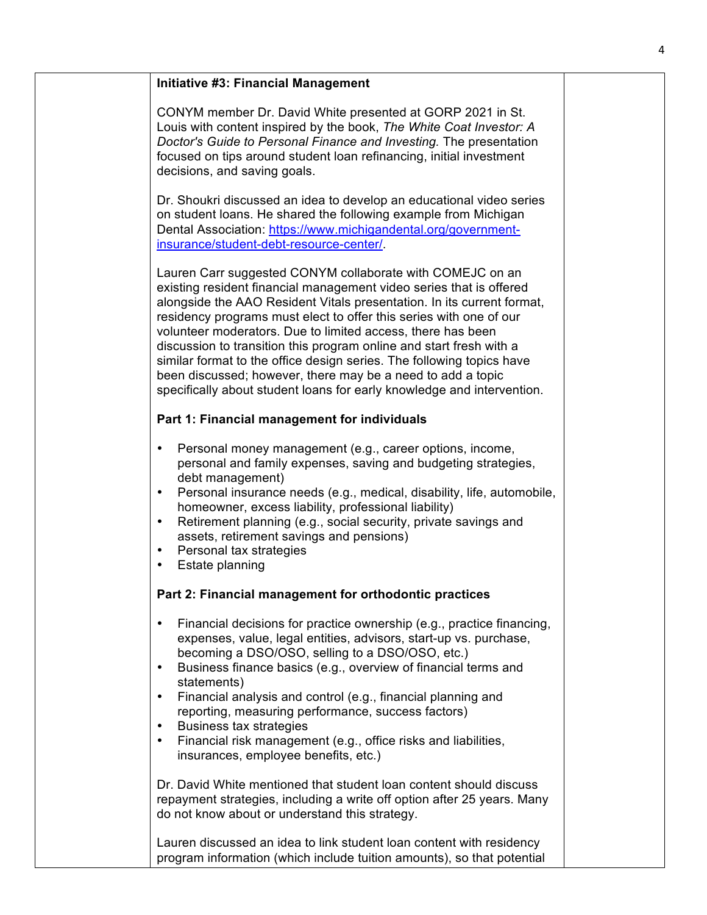**Initiative #3: Financial Management**

CONYM member Dr. David White presented at GORP 2021 in St. Louis with content inspired by the book, *The White Coat Investor: A Doctor's Guide to Personal Finance and Investing.* The presentation focused on tips around student loan refinancing, initial investment decisions, and saving goals.

Dr. Shoukri discussed an idea to develop an educational video series on student loans. He shared the following example from Michigan Dental Association: [https://www.michigandental.org/government-insurance/student-debt-resource-center/](https://www.michigandental.org/government-insurance/student-debt-resource-center/).

Lauren Carr suggested CONYM collaborate with COMEJC on an existing resident financial management video series that is offered alongside the AAO Resident Vitals presentation. In its current format, residency programs must elect to offer this series with one of our volunteer moderators. Due to limited access, there has been discussion to transition this program online and start fresh with a similar format to the office design series. The following topics have been discussed; however, there may be a need to add a topic specifically about student loans for early knowledge and intervention.

**Part 1: Financial management for individuals**

- Personal money management (e.g., career options, income, personal and family expenses, saving and budgeting strategies, debt management)
- Personal insurance needs (e.g., medical, disability, life, automobile, homeowner, excess liability, professional liability)
- Retirement planning (e.g., social security, private savings and assets, retirement savings and pensions)
- Personal tax strategies
- Estate planning

**Part 2: Financial management for orthodontic practices**

- Financial decisions for practice ownership (e.g., practice financing, expenses, value, legal entities, advisors, start-up vs. purchase, becoming a DSO/OSO, selling to a DSO/OSO, etc.)
- Business finance basics (e.g., overview of financial terms and statements)
- Financial analysis and control (e.g., financial planning and reporting, measuring performance, success factors)
- Business tax strategies
- Financial risk management (e.g., office risks and liabilities, insurances, employee benefits, etc.)

Dr. David White mentioned that student loan content should discuss repayment strategies, including a write off option after 25 years. Many do not know about or understand this strategy.

Lauren discussed an idea to link student loan content with residency program information (which include tuition amounts), so that potential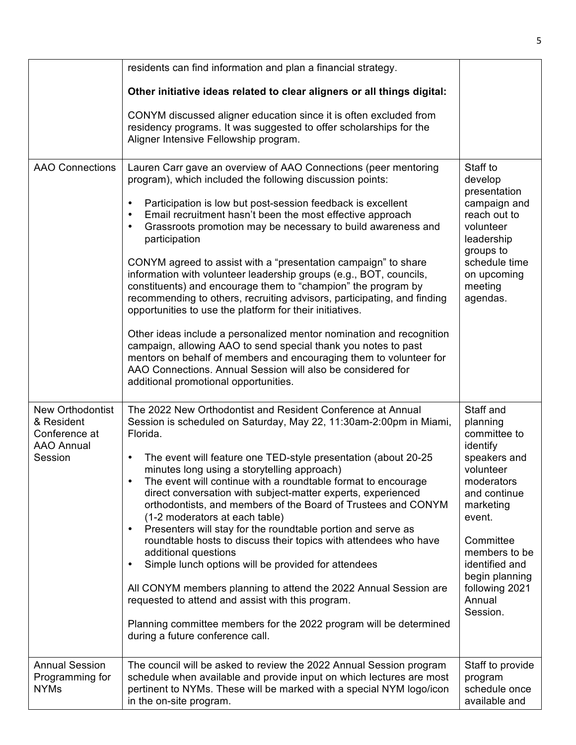| | | |
|---|---|---|
| | residents can find information and plan a financial strategy.<br><br>**Other initiative ideas related to clear aligners or all things digital:**<br><br>CONYM discussed aligner education since it is often excluded from residency programs. It was suggested to offer scholarships for the Aligner Intensive Fellowship program. | |
| AAO Connections | Lauren Carr gave an overview of AAO Connections (peer mentoring program), which included the following discussion points:<br><br>• Participation is low but post-session feedback is excellent<br>• Email recruitment hasn't been the most effective approach<br>• Grassroots promotion may be necessary to build awareness and participation<br><br>CONYM agreed to assist with a "presentation campaign" to share information with volunteer leadership groups (e.g., BOT, councils, constituents) and encourage them to "champion" the program by recommending to others, recruiting advisors, participating, and finding opportunities to use the platform for their initiatives.<br><br>Other ideas include a personalized mentor nomination and recognition campaign, allowing AAO to send special thank you notes to past mentors on behalf of members and encouraging them to volunteer for AAO Connections. Annual Session will also be considered for additional promotional opportunities. | Staff to develop presentation campaign and reach out to volunteer leadership groups to schedule time on upcoming meeting agendas. |
| New Orthodontist & Resident Conference at AAO Annual Session | The 2022 New Orthodontist and Resident Conference at Annual Session is scheduled on Saturday, May 22, 11:30am-2:00pm in Miami, Florida.<br><br>• The event will feature one TED-style presentation (about 20-25 minutes long using a storytelling approach)<br>• The event will continue with a roundtable format to encourage direct conversation with subject-matter experts, experienced orthodontists, and members of the Board of Trustees and CONYM (1-2 moderators at each table)<br>• Presenters will stay for the roundtable portion and serve as roundtable hosts to discuss their topics with attendees who have additional questions<br>• Simple lunch options will be provided for attendees<br><br>All CONYM members planning to attend the 2022 Annual Session are requested to attend and assist with this program.<br><br>Planning committee members for the 2022 program will be determined during a future conference call. | Staff and planning committee to identify speakers and volunteer moderators and continue marketing event.<br><br>Committee members to be identified and begin planning following 2021 Annual Session. |
| Annual Session Programming for NYMs | The council will be asked to review the 2022 Annual Session program schedule when available and provide input on which lectures are most pertinent to NYMs. These will be marked with a special NYM logo/icon in the on-site program. | Staff to provide program schedule once available and |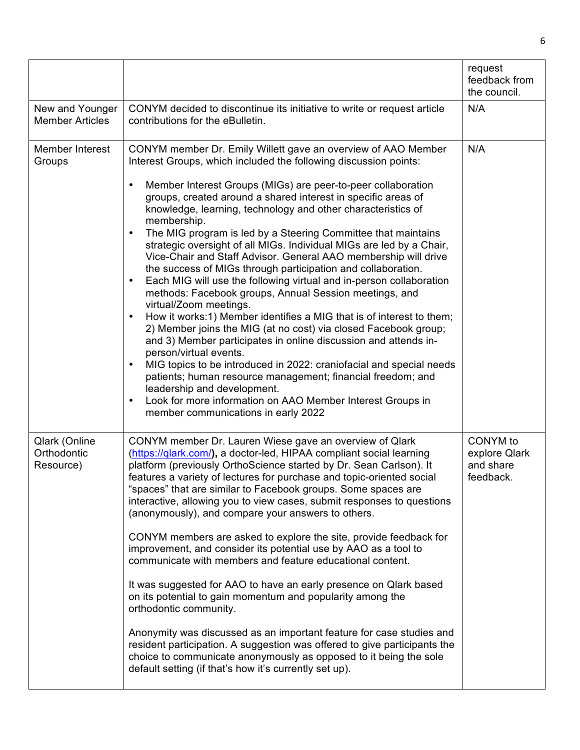| | | request feedback from the council. |
|---|---|---|
| New and Younger Member Articles | CONYM decided to discontinue its initiative to write or request article contributions for the eBulletin. | N/A |
| Member Interest Groups | CONYM member Dr. Emily Willett gave an overview of AAO Member Interest Groups, which included the following discussion points:<br><br>• Member Interest Groups (MIGs) are peer-to-peer collaboration groups, created around a shared interest in specific areas of knowledge, learning, technology and other characteristics of membership.<br>• The MIG program is led by a Steering Committee that maintains strategic oversight of all MIGs. Individual MIGs are led by a Chair, Vice-Chair and Staff Advisor. General AAO membership will drive the success of MIGs through participation and collaboration.<br>• Each MIG will use the following virtual and in-person collaboration methods: Facebook groups, Annual Session meetings, and virtual/Zoom meetings.<br>• How it works:1) Member identifies a MIG that is of interest to them; 2) Member joins the MIG (at no cost) via closed Facebook group; and 3) Member participates in online discussion and attends in-person/virtual events.<br>• MIG topics to be introduced in 2022: craniofacial and special needs patients; human resource management; financial freedom; and leadership and development.<br>• Look for more information on AAO Member Interest Groups in member communications in early 2022 | N/A |
| Qlark (Online Orthodontic Resource) | CONYM member Dr. Lauren Wiese gave an overview of Qlark (https://qlark.com/**)**, a doctor-led, HIPAA compliant social learning platform (previously OrthoScience started by Dr. Sean Carlson). It features a variety of lectures for purchase and topic-oriented social "spaces" that are similar to Facebook groups. Some spaces are interactive, allowing you to view cases, submit responses to questions (anonymously), and compare your answers to others.<br><br>CONYM members are asked to explore the site, provide feedback for improvement, and consider its potential use by AAO as a tool to communicate with members and feature educational content.<br><br>It was suggested for AAO to have an early presence on Qlark based on its potential to gain momentum and popularity among the orthodontic community.<br><br>Anonymity was discussed as an important feature for case studies and resident participation. A suggestion was offered to give participants the choice to communicate anonymously as opposed to it being the sole default setting (if that's how it's currently set up). | CONYM to explore Qlark and share feedback. |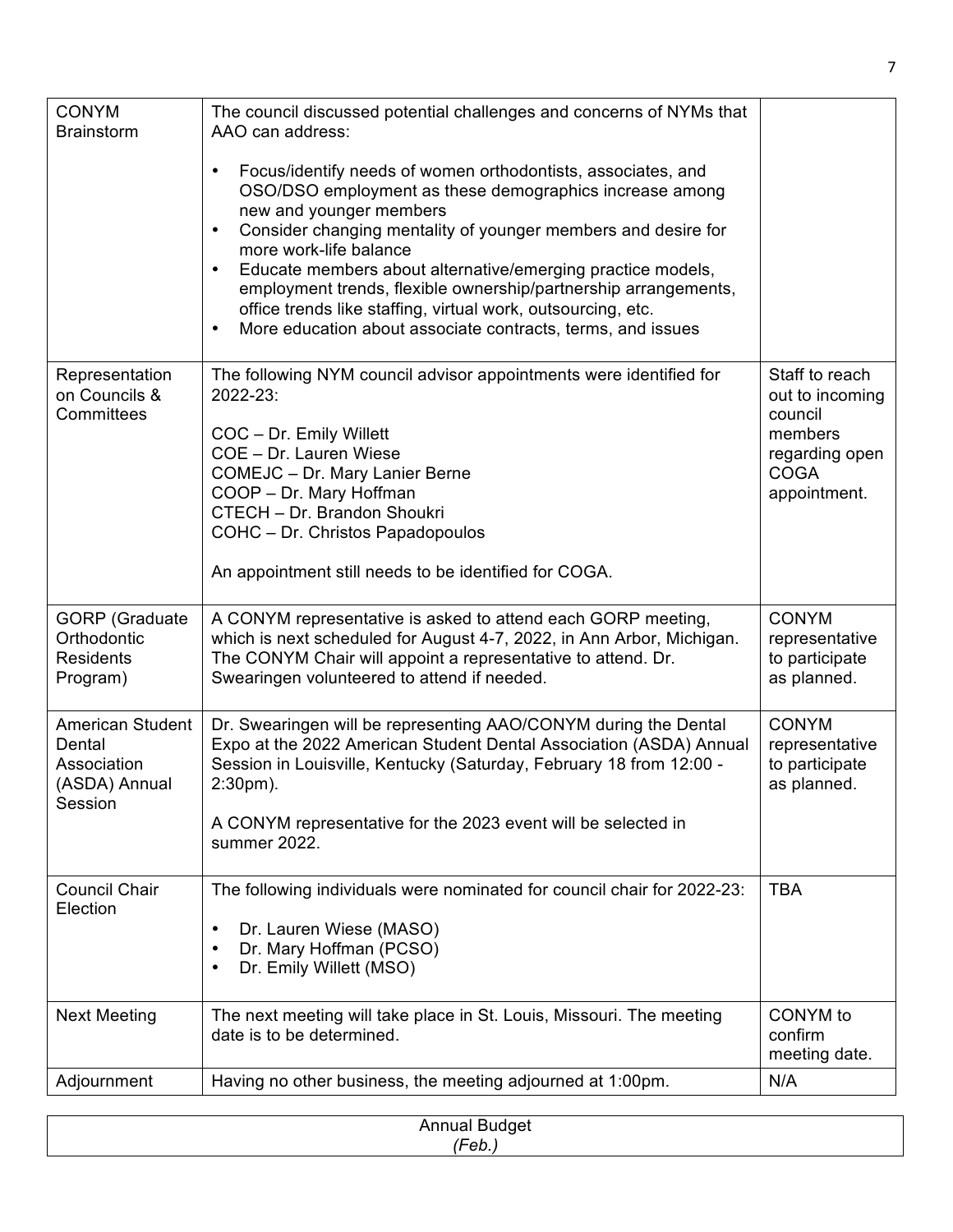| | | |
|---|---|---|
| CONYM Brainstorm | The council discussed potential challenges and concerns of NYMs that AAO can address:<br>• Focus/identify needs of women orthodontists, associates, and OSO/DSO employment as these demographics increase among new and younger members<br>• Consider changing mentality of younger members and desire for more work-life balance<br>• Educate members about alternative/emerging practice models, employment trends, flexible ownership/partnership arrangements, office trends like staffing, virtual work, outsourcing, etc.<br>• More education about associate contracts, terms, and issues | |
| Representation on Councils & Committees | The following NYM council advisor appointments were identified for 2022-23:<br><br>COC – Dr. Emily Willett<br>COE – Dr. Lauren Wiese<br>COMEJC – Dr. Mary Lanier Berne<br>COOP – Dr. Mary Hoffman<br>CTECH – Dr. Brandon Shoukri<br>COHC – Dr. Christos Papadopoulos<br><br>An appointment still needs to be identified for COGA. | Staff to reach out to incoming council members regarding open COGA appointment. |
| GORP (Graduate Orthodontic Residents Program) | A CONYM representative is asked to attend each GORP meeting, which is next scheduled for August 4-7, 2022, in Ann Arbor, Michigan. The CONYM Chair will appoint a representative to attend. Dr. Swearingen volunteered to attend if needed. | CONYM representative to participate as planned. |
| American Student Dental Association (ASDA) Annual Session | Dr. Swearingen will be representing AAO/CONYM during the Dental Expo at the 2022 American Student Dental Association (ASDA) Annual Session in Louisville, Kentucky (Saturday, February 18 from 12:00 - 2:30pm).<br><br>A CONYM representative for the 2023 event will be selected in summer 2022. | CONYM representative to participate as planned. |
| Council Chair Election | The following individuals were nominated for council chair for 2022-23:<br>• Dr. Lauren Wiese (MASO)<br>• Dr. Mary Hoffman (PCSO)<br>• Dr. Emily Willett (MSO) | TBA |
| Next Meeting | The next meeting will take place in St. Louis, Missouri. The meeting date is to be determined. | CONYM to confirm meeting date. |
| Adjournment | Having no other business, the meeting adjourned at 1:00pm. | N/A |

| Annual Budget<br>*(Feb.)* |
|---|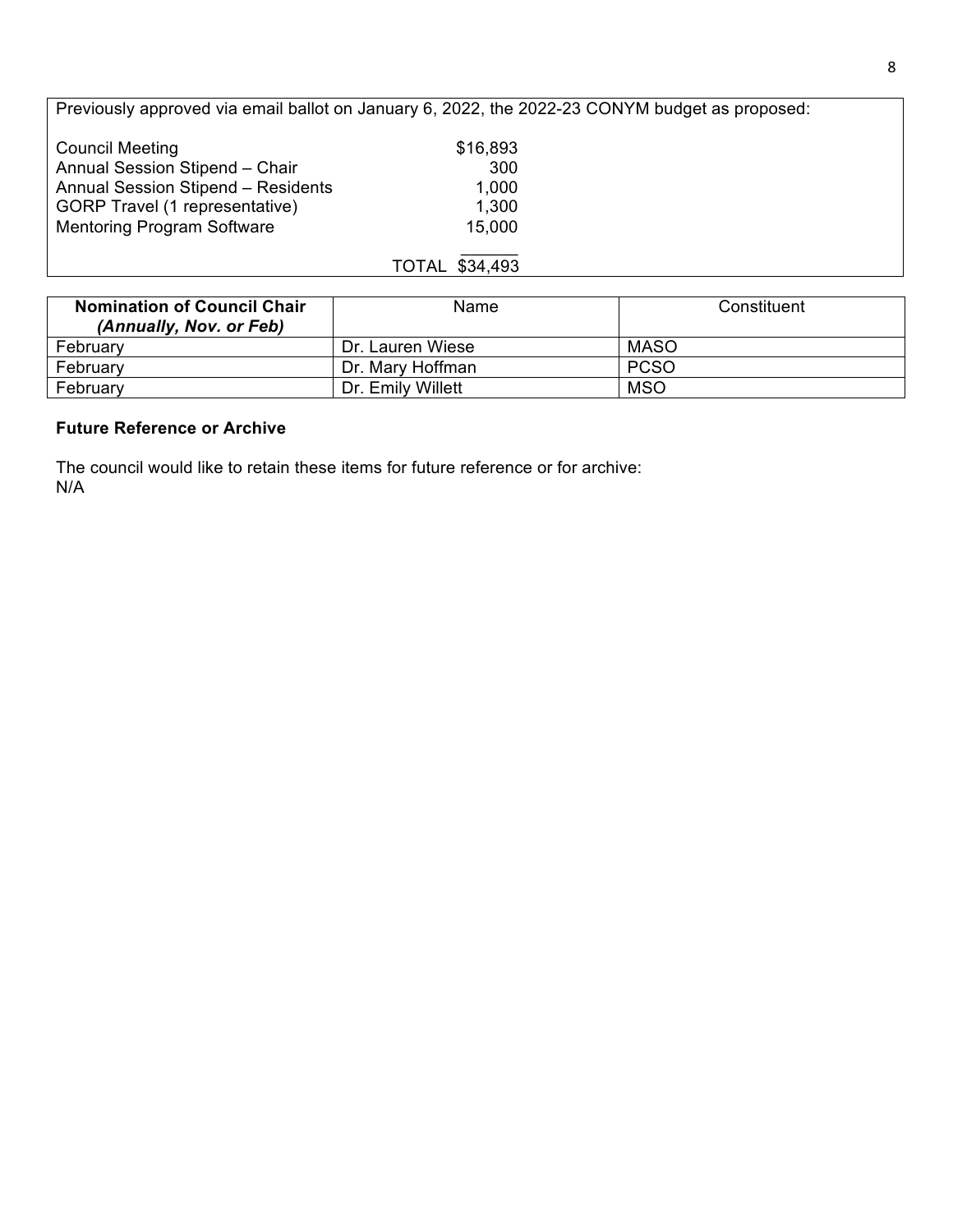Previously approved via email ballot on January 6, 2022, the 2022-23 CONYM budget as proposed:

| | |
|---|---|
| Council Meeting | $16,893 |
| Annual Session Stipend – Chair | 300 |
| Annual Session Stipend – Residents | 1,000 |
| GORP Travel (1 representative) | 1,300 |
| Mentoring Program Software | 15,000 |
| TOTAL | $34,493 |

| **Nomination of Council Chair** ***(Annually, Nov. or Feb)*** | Name | Constituent |
|---|---|---|
| February | Dr. Lauren Wiese | MASO |
| February | Dr. Mary Hoffman | PCSO |
| February | Dr. Emily Willett | MSO |

**Future Reference or Archive**

The council would like to retain these items for future reference or for archive:
N/A